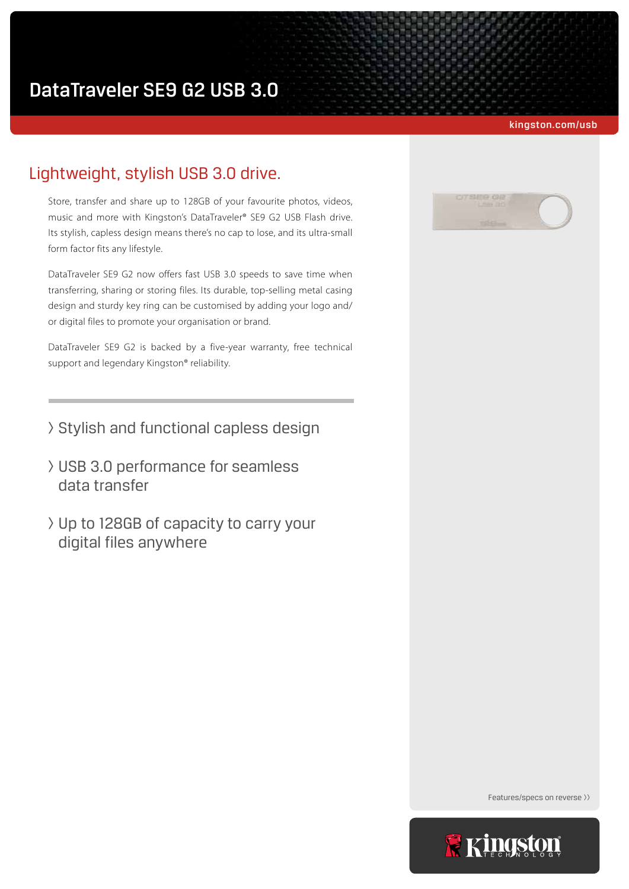# DataTraveler SE9 G2 USB 3.0

kingston.com/usb

## Lightweight, stylish USB 3.0 drive.

Store, transfer and share up to 128GB of your favourite photos, videos, music and more with Kingston's DataTraveler® SE9 G2 USB Flash drive. Its stylish, capless design means there's no cap to lose, and its ultra-small form factor fits any lifestyle.

DataTraveler SE9 G2 now offers fast USB 3.0 speeds to save time when transferring, sharing or storing files. Its durable, top-selling metal casing design and sturdy key ring can be customised by adding your logo and/or digital files to promote your organisation or brand.

DataTraveler SE9 G2 is backed by a five-year warranty, free technical support and legendary Kingston® reliability.

- Stylish and functional capless design
- USB 3.0 performance for seamless data transfer
- Up to 128GB of capacity to carry your digital files anywhere

Features/specs on reverse ››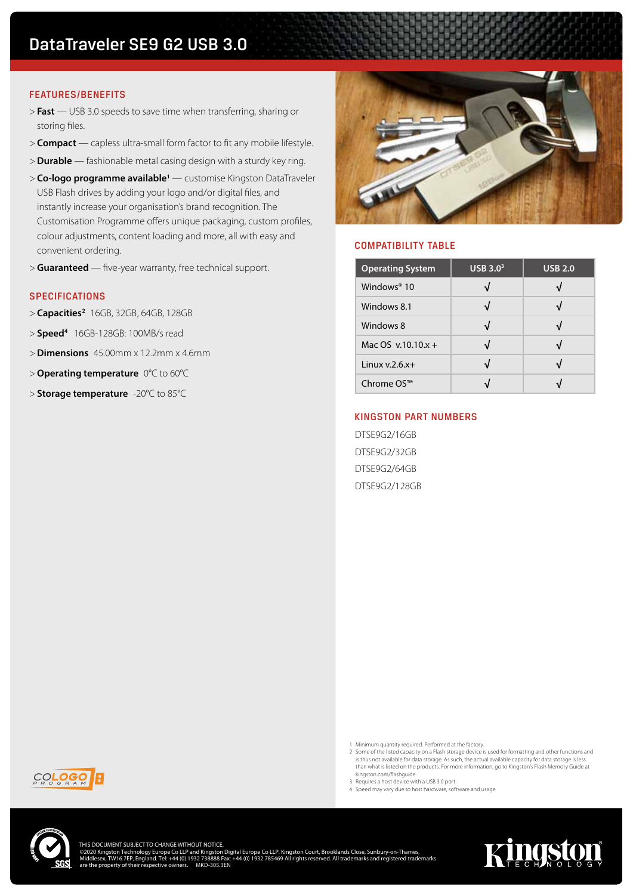# DataTraveler SE9 G2 USB 3.0

## FEATURES/BENEFITS

- **Fast** — USB 3.0 speeds to save time when transferring, sharing or storing files.
- **Compact** — capless ultra-small form factor to fit any mobile lifestyle.
- **Durable** — fashionable metal casing design with a sturdy key ring.
- **Co-logo programme available**[1] — customise Kingston DataTraveler USB Flash drives by adding your logo and/or digital files, and instantly increase your organisation's brand recognition. The Customisation Programme offers unique packaging, custom profiles, colour adjustments, content loading and more, all with easy and convenient ordering.
- **Guaranteed** — five-year warranty, free technical support.

## SPECIFICATIONS

- **Capacities**[2] 16GB, 32GB, 64GB, 128GB
- **Speed**[4] 16GB-128GB: 100MB/s read
- **Dimensions** 45.00mm x 12.2mm x 4.6mm
- **Operating temperature** 0°C to 60°C
- **Storage temperature** -20°C to 85°C

## COMPATIBILITY TABLE

| Operating System | USB 3.0[3] | USB 2.0 |
|---|---|---|
| Windows® 10 | √ | √ |
| Windows 8.1 | √ | √ |
| Windows 8 | √ | √ |
| Mac OS v.10.10.x + | √ | √ |
| Linux v.2.6.x+ | √ | √ |
| Chrome OS™ | √ | √ |

## KINGSTON PART NUMBERS

DTSE9G2/16GB

DTSE9G2/32GB

DTSE9G2/64GB

DTSE9G2/128GB

1 Minimum quantity required. Performed at the factory.
2 Some of the listed capacity on a Flash storage device is used for formatting and other functions and is thus not available for data storage. As such, the actual available capacity for data storage is less than what is listed on the products. For more information, go to Kingston's Flash Memory Guide at kingston.com/flashguide.
3 Requires a host device with a USB 3.0 port.
4 Speed may vary due to host hardware, software and usage.

THIS DOCUMENT SUBJECT TO CHANGE WITHOUT NOTICE.
©2020 Kingston Technology Europe Co LLP and Kingston Digital Europe Co LLP, Kingston Court, Brooklands Close, Sunbury-on-Thames, Middlesex, TW16 7EP, England. Tel: +44 (0) 1932 738888 Fax: +44 (0) 1932 785469 All rights reserved. All trademarks and registered trademarks are the property of their respective owners. MKD-305.3EN